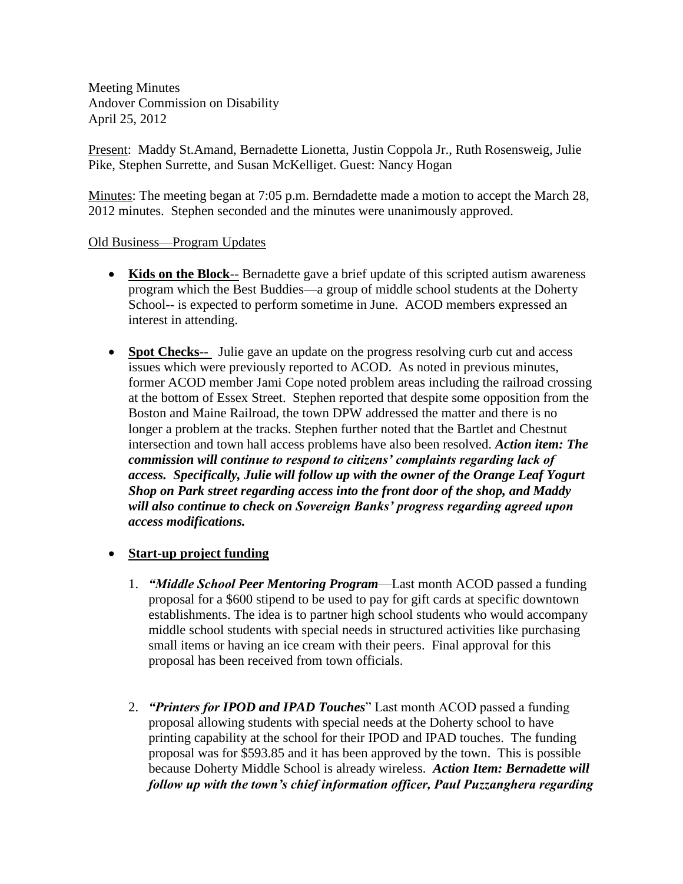Meeting Minutes
Andover Commission on Disability
April 25, 2012

Present: Maddy St.Amand, Bernadette Lionetta, Justin Coppola Jr., Ruth Rosensweig, Julie Pike, Stephen Surrette, and Susan McKelliget. Guest: Nancy Hogan

Minutes: The meeting began at 7:05 p.m. Berndadette made a motion to accept the March 28, 2012 minutes. Stephen seconded and the minutes were unanimously approved.

Old Business—Program Updates

- **Kids on the Block**-- Bernadette gave a brief update of this scripted autism awareness program which the Best Buddies—a group of middle school students at the Doherty School-- is expected to perform sometime in June. ACOD members expressed an interest in attending.

- **Spot Checks**-- Julie gave an update on the progress resolving curb cut and access issues which were previously reported to ACOD. As noted in previous minutes, former ACOD member Jami Cope noted problem areas including the railroad crossing at the bottom of Essex Street. Stephen reported that despite some opposition from the Boston and Maine Railroad, the town DPW addressed the matter and there is no longer a problem at the tracks. Stephen further noted that the Bartlet and Chestnut intersection and town hall access problems have also been resolved. ***Action item: The commission will continue to respond to citizens' complaints regarding lack of access. Specifically, Julie will follow up with the owner of the Orange Leaf Yogurt Shop on Park street regarding access into the front door of the shop, and Maddy will also continue to check on Sovereign Banks' progress regarding agreed upon access modifications.***

- **Start-up project funding**

  1. ***"Middle School Peer Mentoring Program***—Last month ACOD passed a funding proposal for a $600 stipend to be used to pay for gift cards at specific downtown establishments. The idea is to partner high school students who would accompany middle school students with special needs in structured activities like purchasing small items or having an ice cream with their peers. Final approval for this proposal has been received from town officials.

  2. ***"Printers for IPOD and IPAD Touches***" Last month ACOD passed a funding proposal allowing students with special needs at the Doherty school to have printing capability at the school for their IPOD and IPAD touches. The funding proposal was for $593.85 and it has been approved by the town. This is possible because Doherty Middle School is already wireless. ***Action Item: Bernadette will follow up with the town's chief information officer, Paul Puzzanghera regarding***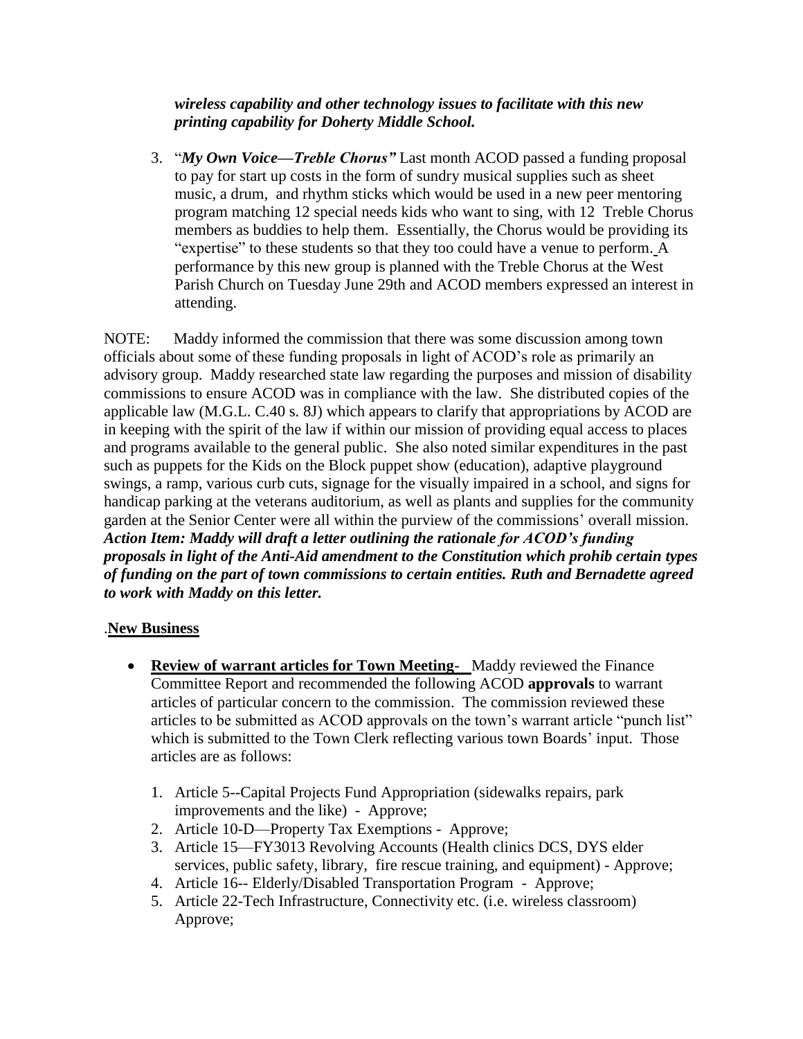***wireless capability and other technology issues to facilitate with this new printing capability for Doherty Middle School.***

3. "***My Own Voice—Treble Chorus"*** Last month ACOD passed a funding proposal to pay for start up costs in the form of sundry musical supplies such as sheet music, a drum, and rhythm sticks which would be used in a new peer mentoring program matching 12 special needs kids who want to sing, with 12 Treble Chorus members as buddies to help them. Essentially, the Chorus would be providing its "expertise" to these students so that they too could have a venue to perform. A performance by this new group is planned with the Treble Chorus at the West Parish Church on Tuesday June 29th and ACOD members expressed an interest in attending.

NOTE: Maddy informed the commission that there was some discussion among town officials about some of these funding proposals in light of ACOD's role as primarily an advisory group. Maddy researched state law regarding the purposes and mission of disability commissions to ensure ACOD was in compliance with the law. She distributed copies of the applicable law (M.G.L. C.40 s. 8J) which appears to clarify that appropriations by ACOD are in keeping with the spirit of the law if within our mission of providing equal access to places and programs available to the general public. She also noted similar expenditures in the past such as puppets for the Kids on the Block puppet show (education), adaptive playground swings, a ramp, various curb cuts, signage for the visually impaired in a school, and signs for handicap parking at the veterans auditorium, as well as plants and supplies for the community garden at the Senior Center were all within the purview of the commissions' overall mission. ***Action Item: Maddy will draft a letter outlining the rationale for ACOD's funding proposals in light of the Anti-Aid amendment to the Constitution which prohib certain types of funding on the part of town commissions to certain entities. Ruth and Bernadette agreed to work with Maddy on this letter.***

.**New Business**

- **Review of warrant articles for Town Meeting**- Maddy reviewed the Finance Committee Report and recommended the following ACOD **approvals** to warrant articles of particular concern to the commission. The commission reviewed these articles to be submitted as ACOD approvals on the town's warrant article "punch list" which is submitted to the Town Clerk reflecting various town Boards' input. Those articles are as follows:

  1. Article 5--Capital Projects Fund Appropriation (sidewalks repairs, park improvements and the like) - Approve;
  2. Article 10-D—Property Tax Exemptions - Approve;
  3. Article 15—FY3013 Revolving Accounts (Health clinics DCS, DYS elder services, public safety, library, fire rescue training, and equipment) - Approve;
  4. Article 16-- Elderly/Disabled Transportation Program - Approve;
  5. Article 22-Tech Infrastructure, Connectivity etc. (i.e. wireless classroom) Approve;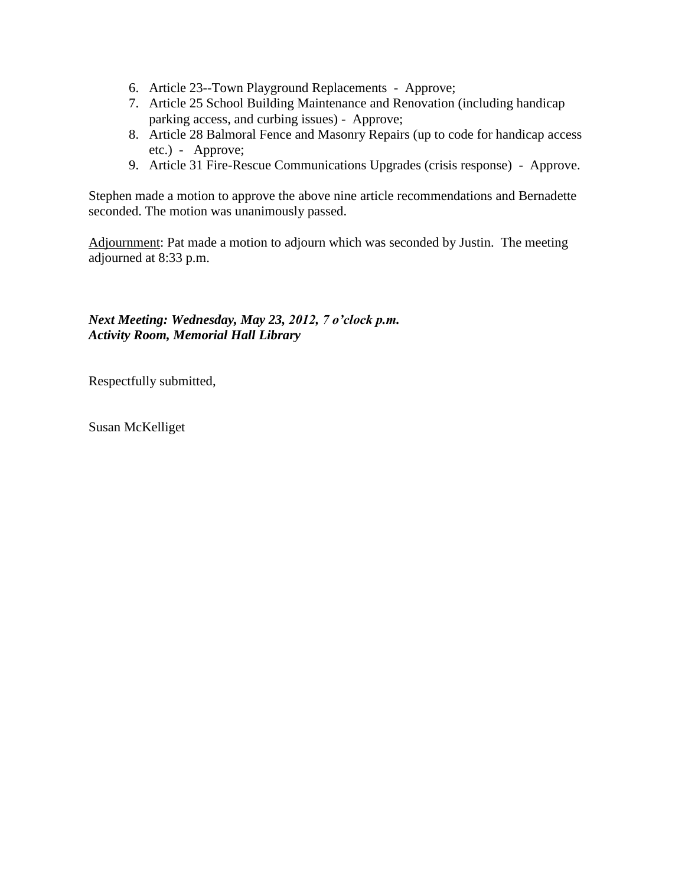6. Article 23--Town Playground Replacements - Approve;
7. Article 25 School Building Maintenance and Renovation (including handicap parking access, and curbing issues) - Approve;
8. Article 28 Balmoral Fence and Masonry Repairs (up to code for handicap access etc.) - Approve;
9. Article 31 Fire-Rescue Communications Upgrades (crisis response) - Approve.

Stephen made a motion to approve the above nine article recommendations and Bernadette seconded. The motion was unanimously passed.

<u>Adjournment</u>: Pat made a motion to adjourn which was seconded by Justin. The meeting adjourned at 8:33 p.m.

***Next Meeting: Wednesday, May 23, 2012, 7 o'clock p.m.***
***Activity Room, Memorial Hall Library***

Respectfully submitted,

Susan McKelliget